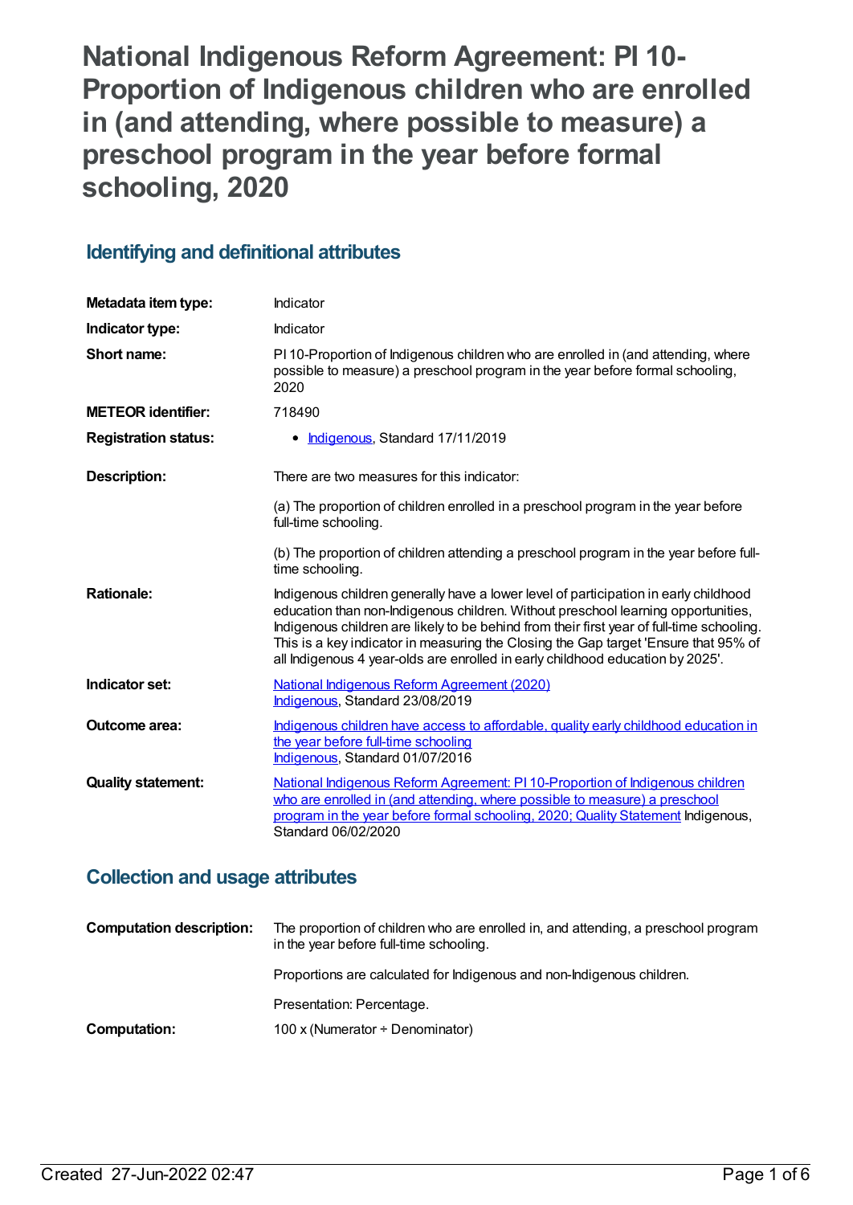# National Indigenous Reform Agreement: PI 10-Proportion of Indigenous children who are enrolled in (and attending, where possible to measure) a preschool program in the year before formal schooling, 2020

## Identifying and definitional attributes

| | |
|---|---|
| **Metadata item type:** | Indicator |
| **Indicator type:** | Indicator |
| **Short name:** | PI 10-Proportion of Indigenous children who are enrolled in (and attending, where possible to measure) a preschool program in the year before formal schooling, 2020 |
| **METEOR identifier:** | 718490 |
| **Registration status:** | • Indigenous, Standard 17/11/2019 |
| **Description:** | There are two measures for this indicator:<br><br>(a) The proportion of children enrolled in a preschool program in the year before full-time schooling.<br><br>(b) The proportion of children attending a preschool program in the year before full-time schooling. |
| **Rationale:** | Indigenous children generally have a lower level of participation in early childhood education than non-Indigenous children. Without preschool learning opportunities, Indigenous children are likely to be behind from their first year of full-time schooling. This is a key indicator in measuring the Closing the Gap target 'Ensure that 95% of all Indigenous 4 year-olds are enrolled in early childhood education by 2025'. |
| **Indicator set:** | National Indigenous Reform Agreement (2020)<br>Indigenous, Standard 23/08/2019 |
| **Outcome area:** | Indigenous children have access to affordable, quality early childhood education in the year before full-time schooling<br>Indigenous, Standard 01/07/2016 |
| **Quality statement:** | National Indigenous Reform Agreement: PI 10-Proportion of Indigenous children who are enrolled in (and attending, where possible to measure) a preschool program in the year before formal schooling, 2020; Quality Statement Indigenous, Standard 06/02/2020 |

## Collection and usage attributes

| | |
|---|---|
| **Computation description:** | The proportion of children who are enrolled in, and attending, a preschool program in the year before full-time schooling.<br><br>Proportions are calculated for Indigenous and non-Indigenous children.<br><br>Presentation: Percentage. |
| **Computation:** | 100 x (Numerator ÷ Denominator) |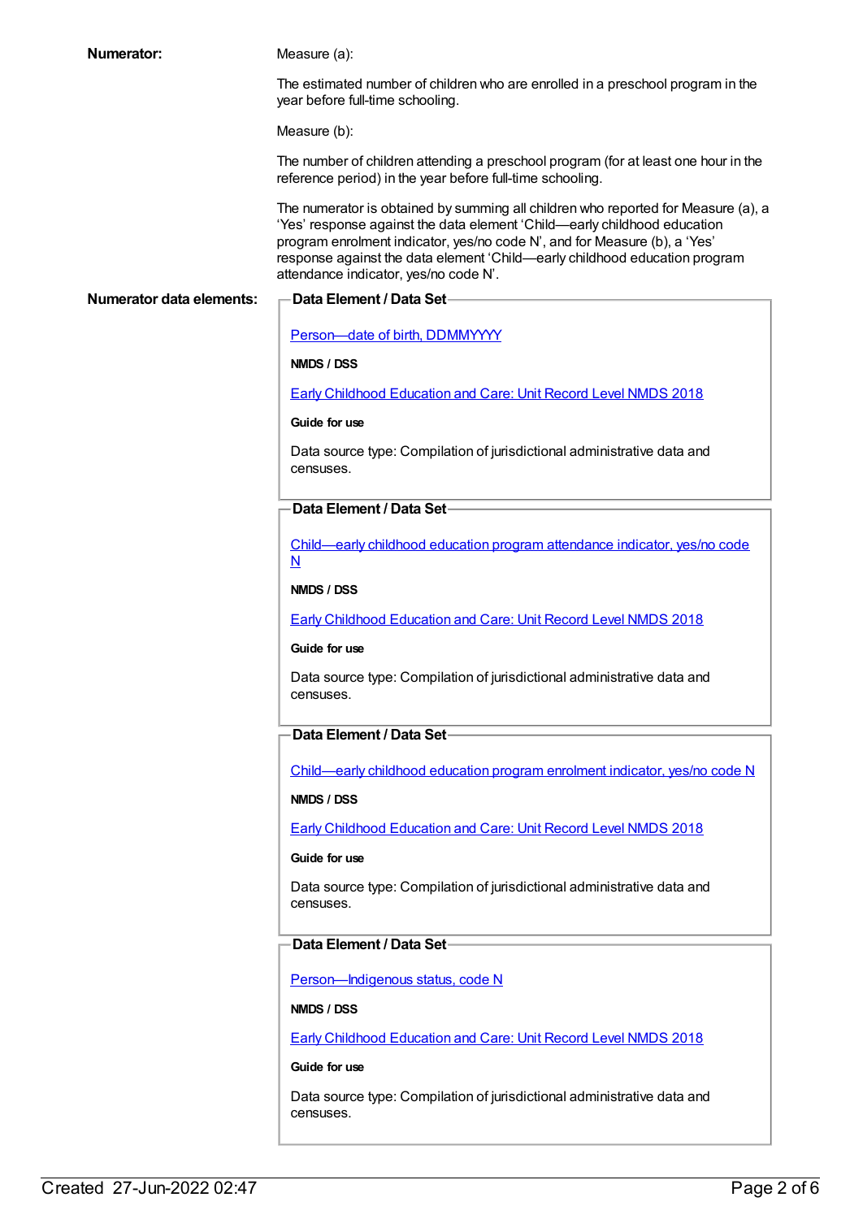**Numerator:**

Measure (a):

The estimated number of children who are enrolled in a preschool program in the year before full-time schooling.

Measure (b):

The number of children attending a preschool program (for at least one hour in the reference period) in the year before full-time schooling.

The numerator is obtained by summing all children who reported for Measure (a), a 'Yes' response against the data element 'Child—early childhood education program enrolment indicator, yes/no code N', and for Measure (b), a 'Yes' response against the data element 'Child—early childhood education program attendance indicator, yes/no code N'.

**Numerator data elements:**

**Data Element / Data Set**

Person—date of birth, DDMMYYYY

**NMDS / DSS**

Early Childhood Education and Care: Unit Record Level NMDS 2018

**Guide for use**

Data source type: Compilation of jurisdictional administrative data and censuses.

**Data Element / Data Set**

Child—early childhood education program attendance indicator, yes/no code N

**NMDS / DSS**

Early Childhood Education and Care: Unit Record Level NMDS 2018

**Guide for use**

Data source type: Compilation of jurisdictional administrative data and censuses.

**Data Element / Data Set**

Child—early childhood education program enrolment indicator, yes/no code N

**NMDS / DSS**

Early Childhood Education and Care: Unit Record Level NMDS 2018

**Guide for use**

Data source type: Compilation of jurisdictional administrative data and censuses.

**Data Element / Data Set**

Person—Indigenous status, code N

**NMDS / DSS**

Early Childhood Education and Care: Unit Record Level NMDS 2018

**Guide for use**

Data source type: Compilation of jurisdictional administrative data and censuses.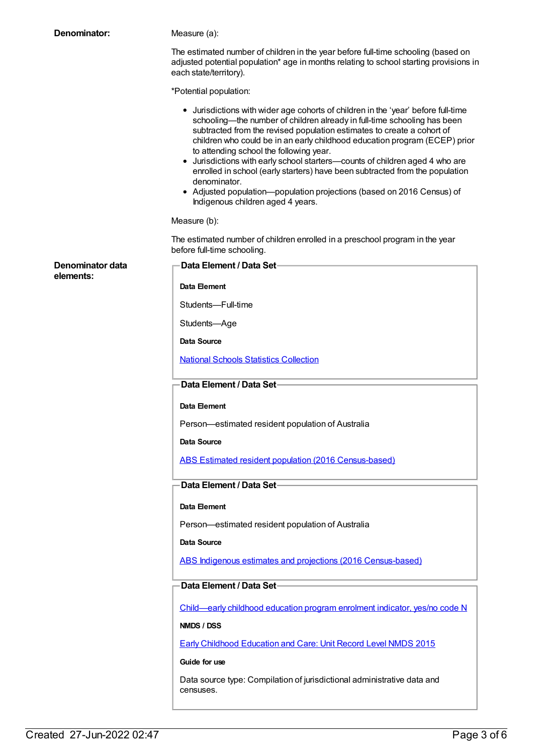**Denominator:**

Measure (a):

The estimated number of children in the year before full-time schooling (based on adjusted potential population* age in months relating to school starting provisions in each state/territory).

*Potential population:

- Jurisdictions with wider age cohorts of children in the 'year' before full-time schooling—the number of children already in full-time schooling has been subtracted from the revised population estimates to create a cohort of children who could be in an early childhood education program (ECEP) prior to attending school the following year.
- Jurisdictions with early school starters—counts of children aged 4 who are enrolled in school (early starters) have been subtracted from the population denominator.
- Adjusted population—population projections (based on 2016 Census) of Indigenous children aged 4 years.

Measure (b):

The estimated number of children enrolled in a preschool program in the year before full-time schooling.

**Denominator data elements:**

**Data Element / Data Set**

**Data Element**

Students—Full-time

Students—Age

**Data Source**

National Schools Statistics Collection

**Data Element / Data Set**

**Data Element**

Person—estimated resident population of Australia

**Data Source**

ABS Estimated resident population (2016 Census-based)

**Data Element / Data Set**

**Data Element**

Person—estimated resident population of Australia

**Data Source**

ABS Indigenous estimates and projections (2016 Census-based)

**Data Element / Data Set**

Child—early childhood education program enrolment indicator, yes/no code N

**NMDS / DSS**

Early Childhood Education and Care: Unit Record Level NMDS 2015

**Guide for use**

Data source type: Compilation of jurisdictional administrative data and censuses.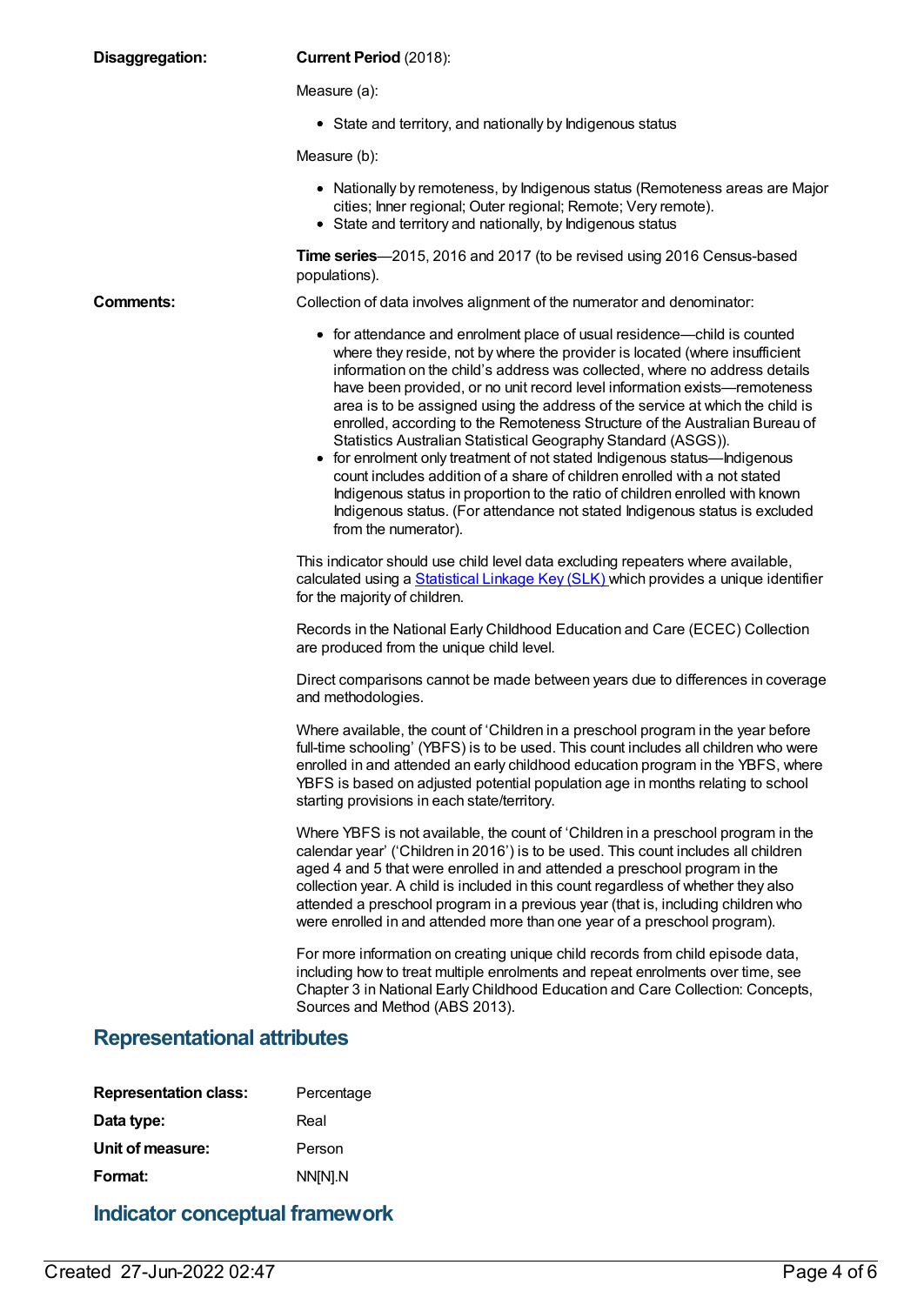**Disaggregation:** **Current Period** (2018):

Measure (a):

- State and territory, and nationally by Indigenous status

Measure (b):

- Nationally by remoteness, by Indigenous status (Remoteness areas are Major cities; Inner regional; Outer regional; Remote; Very remote).
- State and territory and nationally, by Indigenous status

**Time series**—2015, 2016 and 2017 (to be revised using 2016 Census-based populations).

**Comments:** Collection of data involves alignment of the numerator and denominator:

- for attendance and enrolment place of usual residence—child is counted where they reside, not by where the provider is located (where insufficient information on the child's address was collected, where no address details have been provided, or no unit record level information exists—remoteness area is to be assigned using the address of the service at which the child is enrolled, according to the Remoteness Structure of the Australian Bureau of Statistics Australian Statistical Geography Standard (ASGS)).
- for enrolment only treatment of not stated Indigenous status—Indigenous count includes addition of a share of children enrolled with a not stated Indigenous status in proportion to the ratio of children enrolled with known Indigenous status. (For attendance not stated Indigenous status is excluded from the numerator).

This indicator should use child level data excluding repeaters where available, calculated using a Statistical Linkage Key (SLK) which provides a unique identifier for the majority of children.

Records in the National Early Childhood Education and Care (ECEC) Collection are produced from the unique child level.

Direct comparisons cannot be made between years due to differences in coverage and methodologies.

Where available, the count of 'Children in a preschool program in the year before full-time schooling' (YBFS) is to be used. This count includes all children who were enrolled in and attended an early childhood education program in the YBFS, where YBFS is based on adjusted potential population age in months relating to school starting provisions in each state/territory.

Where YBFS is not available, the count of 'Children in a preschool program in the calendar year' ('Children in 2016') is to be used. This count includes all children aged 4 and 5 that were enrolled in and attended a preschool program in the collection year. A child is included in this count regardless of whether they also attended a preschool program in a previous year (that is, including children who were enrolled in and attended more than one year of a preschool program).

For more information on creating unique child records from child episode data, including how to treat multiple enrolments and repeat enrolments over time, see Chapter 3 in National Early Childhood Education and Care Collection: Concepts, Sources and Method (ABS 2013).

## Representational attributes

**Representation class:** Percentage

**Data type:** Real

**Unit of measure:** Person

**Format:** NN[N].N

## Indicator conceptual framework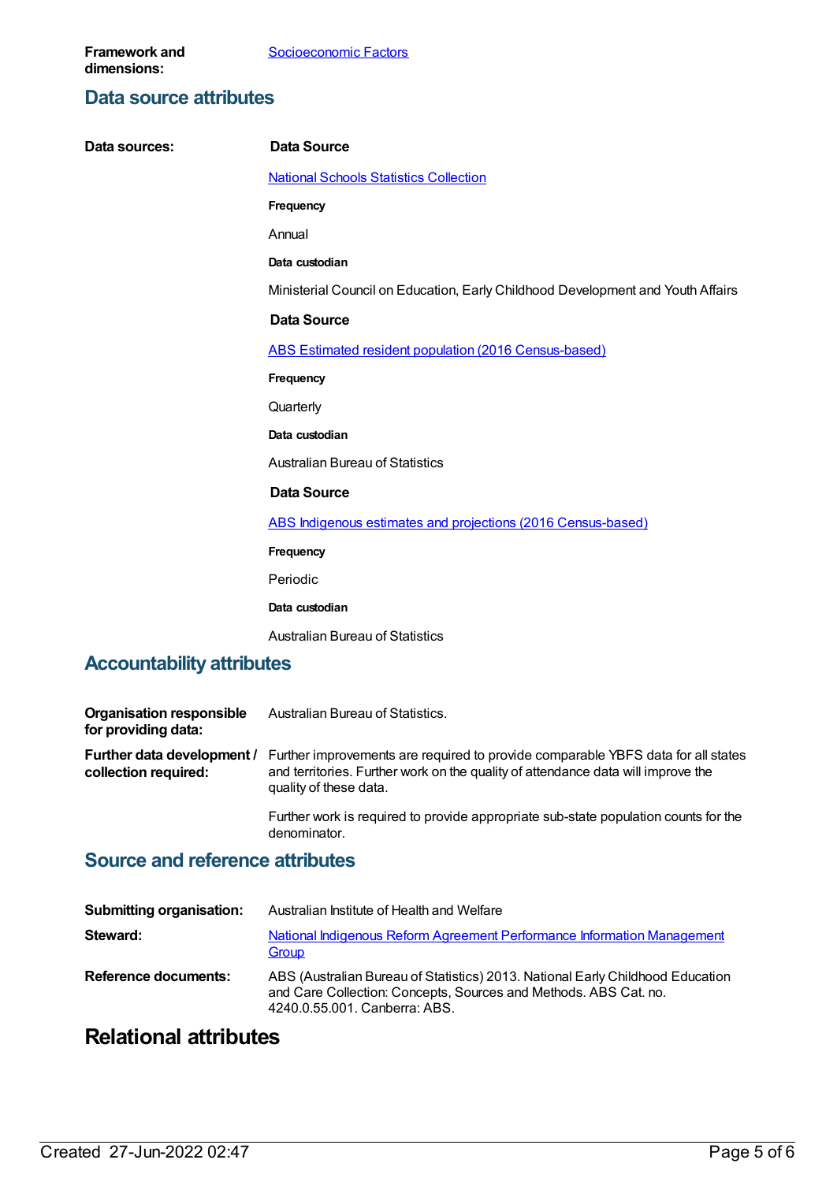**Framework and dimensions:** Socioeconomic Factors

## Data source attributes

**Data sources:**

**Data Source**

National Schools Statistics Collection

**Frequency**

Annual

**Data custodian**

Ministerial Council on Education, Early Childhood Development and Youth Affairs

**Data Source**

ABS Estimated resident population (2016 Census-based)

**Frequency**

Quarterly

**Data custodian**

Australian Bureau of Statistics

**Data Source**

ABS Indigenous estimates and projections (2016 Census-based)

**Frequency**

Periodic

**Data custodian**

Australian Bureau of Statistics

## Accountability attributes

**Organisation responsible for providing data:** Australian Bureau of Statistics.

**Further data development / collection required:** Further improvements are required to provide comparable YBFS data for all states and territories. Further work on the quality of attendance data will improve the quality of these data.

Further work is required to provide appropriate sub-state population counts for the denominator.

## Source and reference attributes

**Submitting organisation:** Australian Institute of Health and Welfare

**Steward:** National Indigenous Reform Agreement Performance Information Management Group

**Reference documents:** ABS (Australian Bureau of Statistics) 2013. National Early Childhood Education and Care Collection: Concepts, Sources and Methods. ABS Cat. no. 4240.0.55.001. Canberra: ABS.

# Relational attributes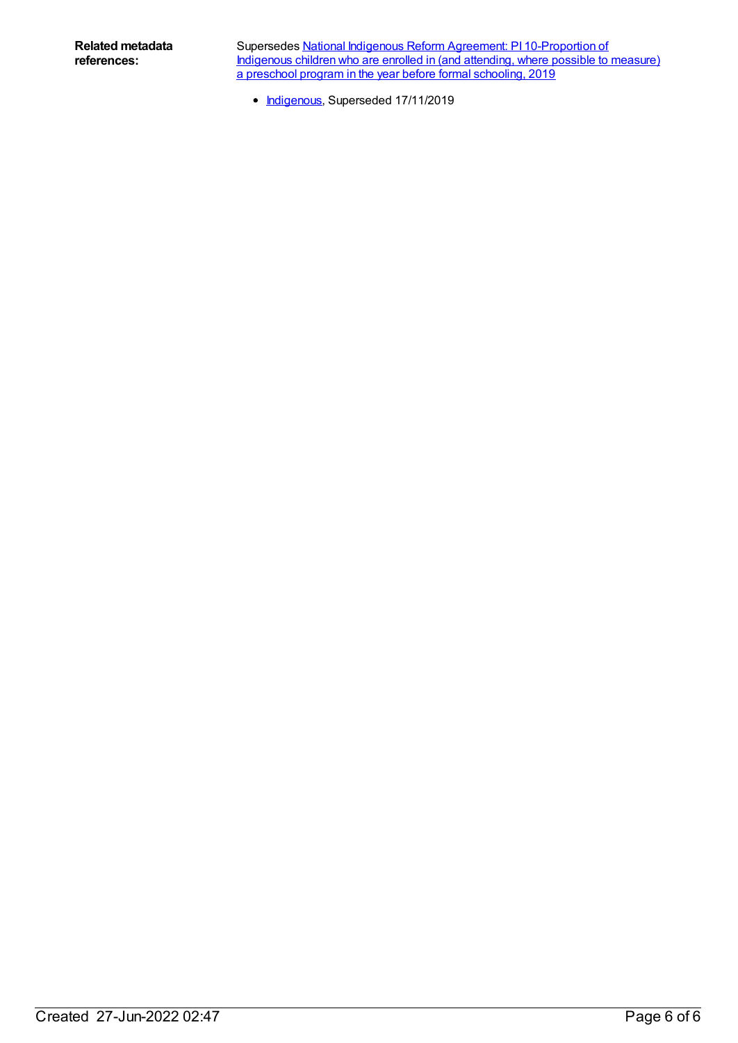**Related metadata references:**

Supersedes National Indigenous Reform Agreement: PI 10-Proportion of Indigenous children who are enrolled in (and attending, where possible to measure) a preschool program in the year before formal schooling, 2019

- Indigenous, Superseded 17/11/2019